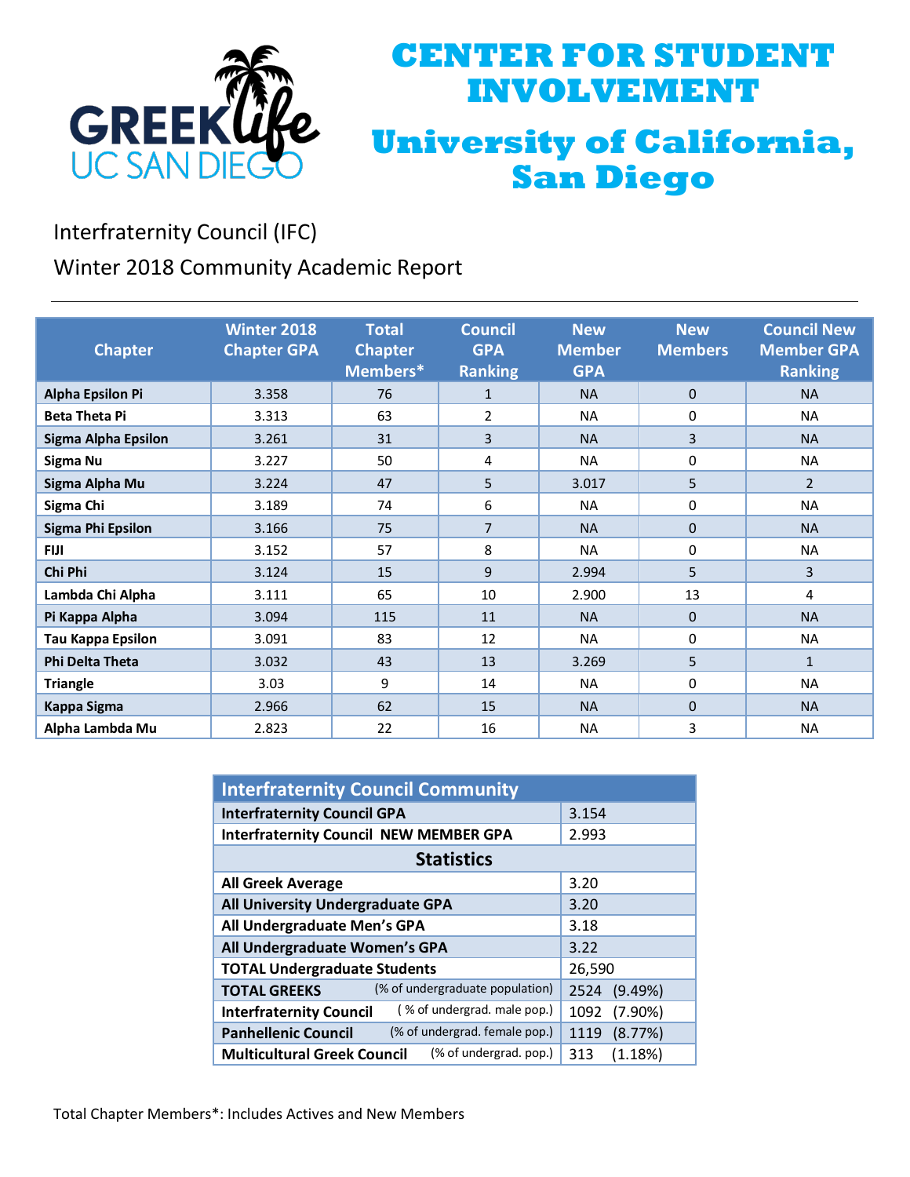# CENTER FOR STUDENT INVOLVEMENT

# University of California, San Diego

GREEK life UC SAN DIEGO

## Interfraternity Council (IFC)

## Winter 2018 Community Academic Report

| Chapter | Winter 2018 Chapter GPA | Total Chapter Members* | Council GPA Ranking | New Member GPA | New Members | Council New Member GPA Ranking |
|---|---|---|---|---|---|---|
| **Alpha Epsilon Pi** | 3.358 | 76 | 1 | NA | 0 | NA |
| **Beta Theta Pi** | 3.313 | 63 | 2 | NA | 0 | NA |
| **Sigma Alpha Epsilon** | 3.261 | 31 | 3 | NA | 3 | NA |
| **Sigma Nu** | 3.227 | 50 | 4 | NA | 0 | NA |
| **Sigma Alpha Mu** | 3.224 | 47 | 5 | 3.017 | 5 | 2 |
| **Sigma Chi** | 3.189 | 74 | 6 | NA | 0 | NA |
| **Sigma Phi Epsilon** | 3.166 | 75 | 7 | NA | 0 | NA |
| **FIJI** | 3.152 | 57 | 8 | NA | 0 | NA |
| **Chi Phi** | 3.124 | 15 | 9 | 2.994 | 5 | 3 |
| **Lambda Chi Alpha** | 3.111 | 65 | 10 | 2.900 | 13 | 4 |
| **Pi Kappa Alpha** | 3.094 | 115 | 11 | NA | 0 | NA |
| **Tau Kappa Epsilon** | 3.091 | 83 | 12 | NA | 0 | NA |
| **Phi Delta Theta** | 3.032 | 43 | 13 | 3.269 | 5 | 1 |
| **Triangle** | 3.03 | 9 | 14 | NA | 0 | NA |
| **Kappa Sigma** | 2.966 | 62 | 15 | NA | 0 | NA |
| **Alpha Lambda Mu** | 2.823 | 22 | 16 | NA | 3 | NA |

| Interfraternity Council Community | |
|---|---|
| **Interfraternity Council GPA** | 3.154 |
| **Interfraternity Council NEW MEMBER GPA** | 2.993 |
| **Statistics** | |
| **All Greek Average** | 3.20 |
| **All University Undergraduate GPA** | 3.20 |
| **All Undergraduate Men's GPA** | 3.18 |
| **All Undergraduate Women's GPA** | 3.22 |
| **TOTAL Undergraduate Students** | 26,590 |
| **TOTAL GREEKS** (% of undergraduate population) | 2524 (9.49%) |
| **Interfraternity Council** ( % of undergrad. male pop.) | 1092 (7.90%) |
| **Panhellenic Council** (% of undergrad. female pop.) | 1119 (8.77%) |
| **Multicultural Greek Council** (% of undergrad. pop.) | 313 (1.18%) |

Total Chapter Members*: Includes Actives and New Members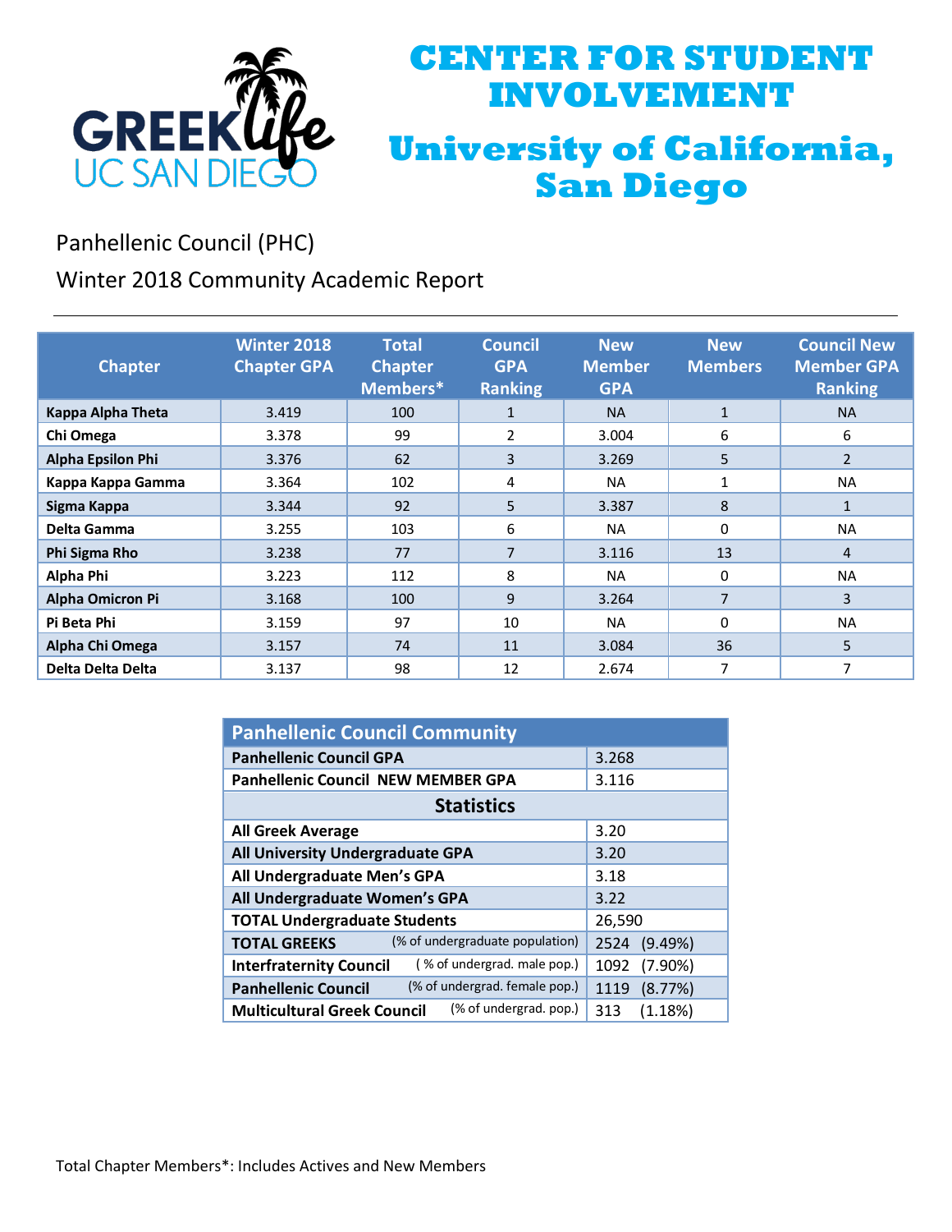# CENTER FOR STUDENT INVOLVEMENT

# University of California, San Diego

GREEK life UC SAN DIEGO

## Panhellenic Council (PHC)

## Winter 2018 Community Academic Report

| Chapter | Winter 2018 Chapter GPA | Total Chapter Members* | Council GPA Ranking | New Member GPA | New Members | Council New Member GPA Ranking |
|---|---|---|---|---|---|---|
| Kappa Alpha Theta | 3.419 | 100 | 1 | NA | 1 | NA |
| Chi Omega | 3.378 | 99 | 2 | 3.004 | 6 | 6 |
| Alpha Epsilon Phi | 3.376 | 62 | 3 | 3.269 | 5 | 2 |
| Kappa Kappa Gamma | 3.364 | 102 | 4 | NA | 1 | NA |
| Sigma Kappa | 3.344 | 92 | 5 | 3.387 | 8 | 1 |
| Delta Gamma | 3.255 | 103 | 6 | NA | 0 | NA |
| Phi Sigma Rho | 3.238 | 77 | 7 | 3.116 | 13 | 4 |
| Alpha Phi | 3.223 | 112 | 8 | NA | 0 | NA |
| Alpha Omicron Pi | 3.168 | 100 | 9 | 3.264 | 7 | 3 |
| Pi Beta Phi | 3.159 | 97 | 10 | NA | 0 | NA |
| Alpha Chi Omega | 3.157 | 74 | 11 | 3.084 | 36 | 5 |
| Delta Delta Delta | 3.137 | 98 | 12 | 2.674 | 7 | 7 |

| Panhellenic Council Community | |
|---|---|
| Panhellenic Council GPA | 3.268 |
| Panhellenic Council NEW MEMBER GPA | 3.116 |
| **Statistics** | |
| All Greek Average | 3.20 |
| All University Undergraduate GPA | 3.20 |
| All Undergraduate Men's GPA | 3.18 |
| All Undergraduate Women's GPA | 3.22 |
| TOTAL Undergraduate Students | 26,590 |
| TOTAL GREEKS (% of undergraduate population) | 2524 (9.49%) |
| Interfraternity Council ( % of undergrad. male pop.) | 1092 (7.90%) |
| Panhellenic Council (% of undergrad. female pop.) | 1119 (8.77%) |
| Multicultural Greek Council (% of undergrad. pop.) | 313 (1.18%) |

Total Chapter Members*: Includes Actives and New Members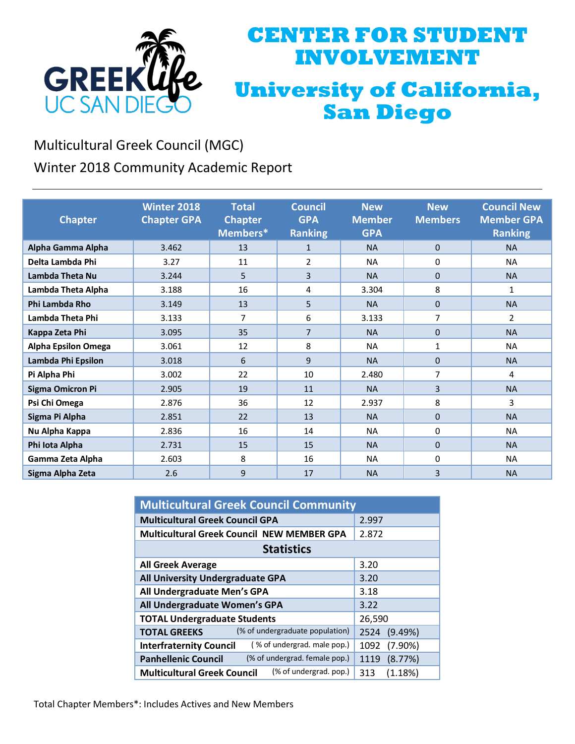# CENTER FOR STUDENT INVOLVEMENT

# University of California, San Diego

Multicultural Greek Council (MGC)

Winter 2018 Community Academic Report

| Chapter | Winter 2018 Chapter GPA | Total Chapter Members* | Council GPA Ranking | New Member GPA | New Members | Council New Member GPA Ranking |
|---|---|---|---|---|---|---|
| Alpha Gamma Alpha | 3.462 | 13 | 1 | NA | 0 | NA |
| Delta Lambda Phi | 3.27 | 11 | 2 | NA | 0 | NA |
| Lambda Theta Nu | 3.244 | 5 | 3 | NA | 0 | NA |
| Lambda Theta Alpha | 3.188 | 16 | 4 | 3.304 | 8 | 1 |
| Phi Lambda Rho | 3.149 | 13 | 5 | NA | 0 | NA |
| Lambda Theta Phi | 3.133 | 7 | 6 | 3.133 | 7 | 2 |
| Kappa Zeta Phi | 3.095 | 35 | 7 | NA | 0 | NA |
| Alpha Epsilon Omega | 3.061 | 12 | 8 | NA | 1 | NA |
| Lambda Phi Epsilon | 3.018 | 6 | 9 | NA | 0 | NA |
| Pi Alpha Phi | 3.002 | 22 | 10 | 2.480 | 7 | 4 |
| Sigma Omicron Pi | 2.905 | 19 | 11 | NA | 3 | NA |
| Psi Chi Omega | 2.876 | 36 | 12 | 2.937 | 8 | 3 |
| Sigma Pi Alpha | 2.851 | 22 | 13 | NA | 0 | NA |
| Nu Alpha Kappa | 2.836 | 16 | 14 | NA | 0 | NA |
| Phi Iota Alpha | 2.731 | 15 | 15 | NA | 0 | NA |
| Gamma Zeta Alpha | 2.603 | 8 | 16 | NA | 0 | NA |
| Sigma Alpha Zeta | 2.6 | 9 | 17 | NA | 3 | NA |

| Multicultural Greek Council Community | |
|---|---|
| **Multicultural Greek Council GPA** | 2.997 |
| **Multicultural Greek Council NEW MEMBER GPA** | 2.872 |
| **Statistics** | |
| **All Greek Average** | 3.20 |
| **All University Undergraduate GPA** | 3.20 |
| **All Undergraduate Men's GPA** | 3.18 |
| **All Undergraduate Women's GPA** | 3.22 |
| **TOTAL Undergraduate Students** | 26,590 |
| **TOTAL GREEKS** (% of undergraduate population) | 2524 (9.49%) |
| **Interfraternity Council** ( % of undergrad. male pop.) | 1092 (7.90%) |
| **Panhellenic Council** (% of undergrad. female pop.) | 1119 (8.77%) |
| **Multicultural Greek Council** (% of undergrad. pop.) | 313 (1.18%) |

Total Chapter Members*: Includes Actives and New Members